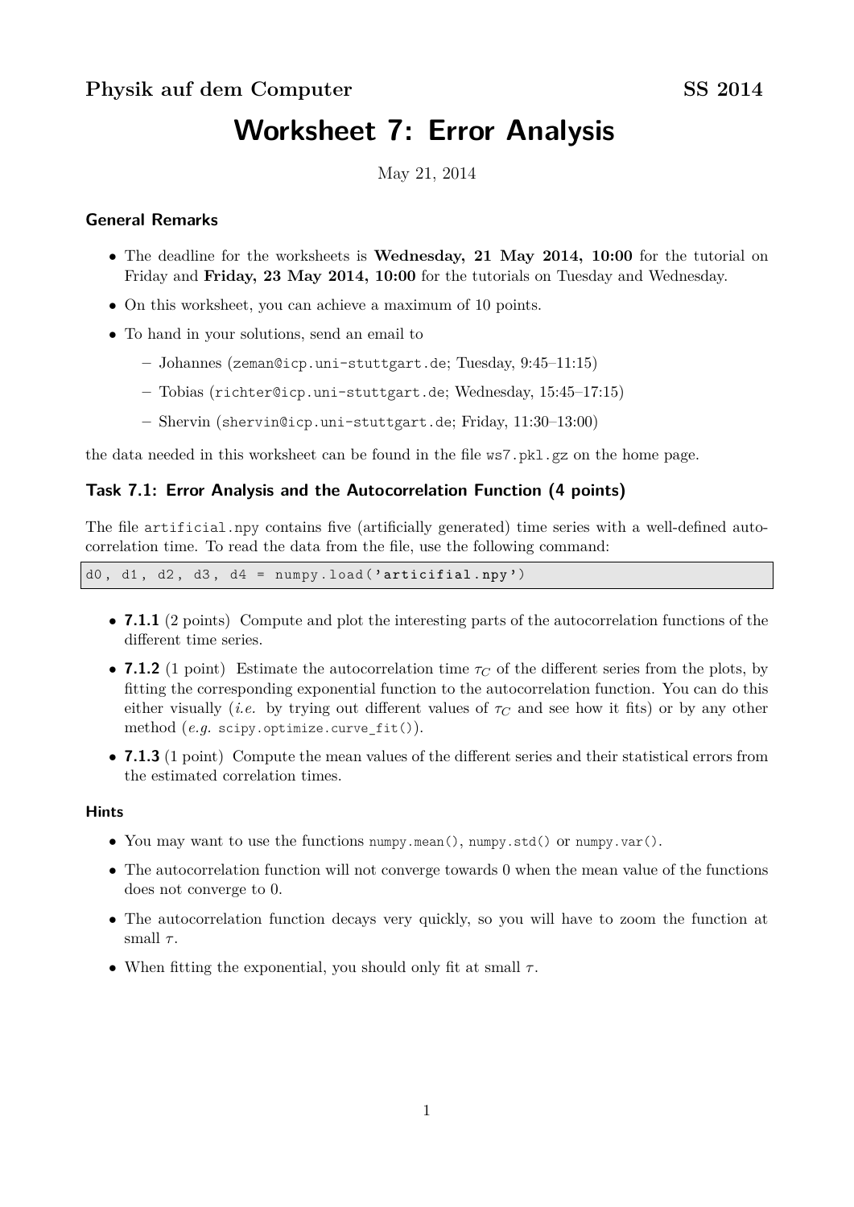**Physik auf dem Computer** **SS 2014**

# Worksheet 7: Error Analysis

May 21, 2014

### General Remarks

- The deadline for the worksheets is **Wednesday, 21 May 2014, 10:00** for the tutorial on Friday and **Friday, 23 May 2014, 10:00** for the tutorials on Tuesday and Wednesday.
- On this worksheet, you can achieve a maximum of 10 points.
- To hand in your solutions, send an email to
  - Johannes (`zeman@icp.uni-stuttgart.de`; Tuesday, 9:45–11:15)
  - Tobias (`richter@icp.uni-stuttgart.de`; Wednesday, 15:45–17:15)
  - Shervin (`shervin@icp.uni-stuttgart.de`; Friday, 11:30–13:00)

the data needed in this worksheet can be found in the file `ws7.pkl.gz` on the home page.

### Task 7.1: Error Analysis and the Autocorrelation Function (4 points)

The file `artificial.npy` contains five (artificially generated) time series with a well-defined autocorrelation time. To read the data from the file, use the following command:

```
d0, d1, d2, d3, d4 = numpy.load('artificial.npy')
```

- **7.1.1** (2 points) Compute and plot the interesting parts of the autocorrelation functions of the different time series.
- **7.1.2** (1 point) Estimate the autocorrelation time $\tau_C$ of the different series from the plots, by fitting the corresponding exponential function to the autocorrelation function. You can do this either visually (*i.e.* by trying out different values of $\tau_C$ and see how it fits) or by any other method (*e.g.* `scipy.optimize.curve_fit()`).
- **7.1.3** (1 point) Compute the mean values of the different series and their statistical errors from the estimated correlation times.

#### Hints

- You may want to use the functions `numpy.mean()`, `numpy.std()` or `numpy.var()`.
- The autocorrelation function will not converge towards 0 when the mean value of the functions does not converge to 0.
- The autocorrelation function decays very quickly, so you will have to zoom the function at small $\tau$.
- When fitting the exponential, you should only fit at small $\tau$.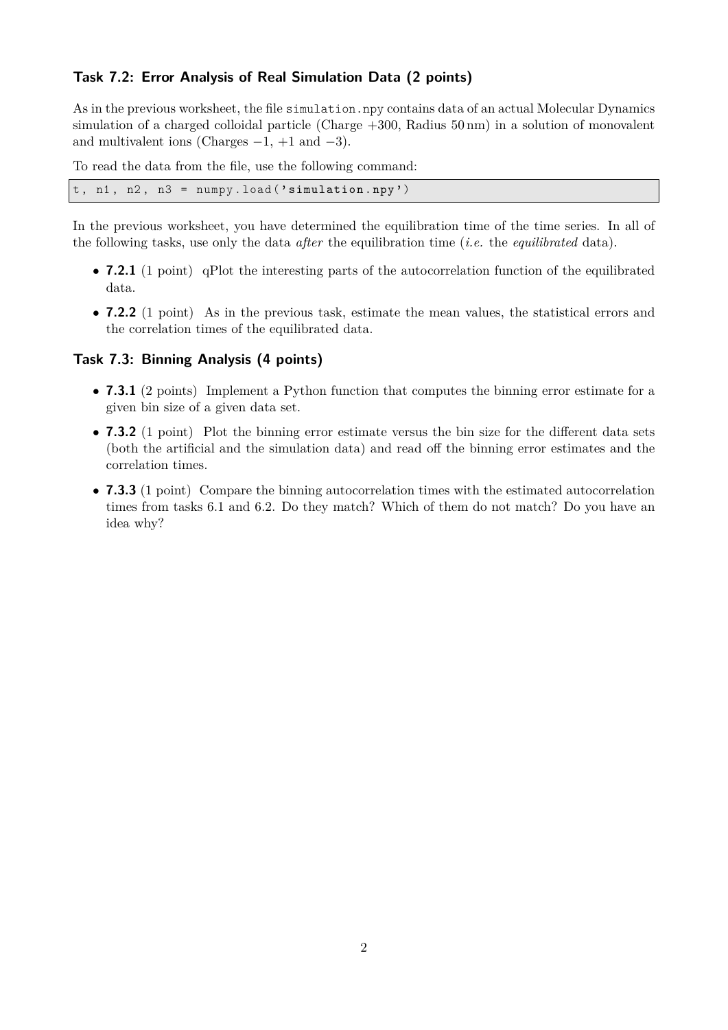### Task 7.2: Error Analysis of Real Simulation Data (2 points)

As in the previous worksheet, the file `simulation.npy` contains data of an actual Molecular Dynamics simulation of a charged colloidal particle (Charge +300, Radius 50 nm) in a solution of monovalent and multivalent ions (Charges −1, +1 and −3).

To read the data from the file, use the following command:

```
t, n1, n2, n3 = numpy.load('simulation.npy')
```

In the previous worksheet, you have determined the equilibration time of the time series. In all of the following tasks, use only the data *after* the equilibration time (*i.e.* the *equilibrated* data).

- **7.2.1** (1 point) qPlot the interesting parts of the autocorrelation function of the equilibrated data.
- **7.2.2** (1 point) As in the previous task, estimate the mean values, the statistical errors and the correlation times of the equilibrated data.

### Task 7.3: Binning Analysis (4 points)

- **7.3.1** (2 points) Implement a Python function that computes the binning error estimate for a given bin size of a given data set.
- **7.3.2** (1 point) Plot the binning error estimate versus the bin size for the different data sets (both the artificial and the simulation data) and read off the binning error estimates and the correlation times.
- **7.3.3** (1 point) Compare the binning autocorrelation times with the estimated autocorrelation times from tasks 6.1 and 6.2. Do they match? Which of them do not match? Do you have an idea why?